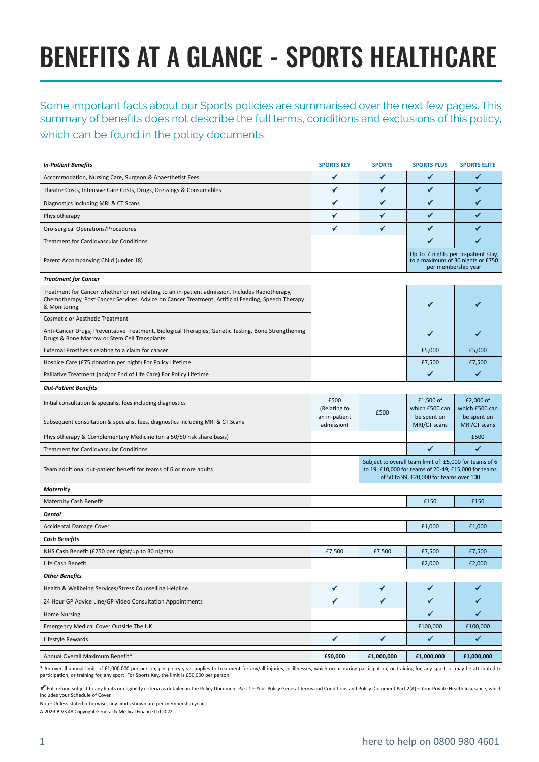# BENEFITS AT A GLANCE - SPORTS HEALTHCARE

Some important facts about our Sports policies are summarised over the next few pages. This summary of benefits does not describe the full terms, conditions and exclusions of this policy, which can be found in the policy documents.

| ***In-Patient Benefits*** | **SPORTS KEY** | **SPORTS** | **SPORTS PLUS** | **SPORTS ELITE** |
|---|---|---|---|---|
| Accommodation, Nursing Care, Surgeon & Anaesthetist Fees | ✔ | ✔ | ✔ | ✔ |
| Theatre Costs, Intensive Care Costs, Drugs, Dressings & Consumables | ✔ | ✔ | ✔ | ✔ |
| Diagnostics including MRI & CT Scans | ✔ | ✔ | ✔ | ✔ |
| Physiotherapy | ✔ | ✔ | ✔ | ✔ |
| Oro-surgical Operations/Procedures | ✔ | ✔ | ✔ | ✔ |
| Treatment for Cardiovascular Conditions | | | ✔ | ✔ |
| Parent Accompanying Child (under 18) | | | Up to 7 nights per in-patient stay, to a maximum of 30 nights or £750 per membership year | |
| ***Treatment for Cancer*** | | | | |
| Treatment for Cancer whether or not relating to an in-patient admission. Includes Radiotherapy, Chemotherapy, Post Cancer Services, Advice on Cancer Treatment, Artificial Feeding, Speech Therapy & Monitoring | | | ✔ | ✔ |
| Cosmetic or Aesthetic Treatment | | | | |
| Anti-Cancer Drugs, Preventative Treatment, Biological Therapies, Genetic Testing, Bone Strengthening Drugs & Bone Marrow or Stem Cell Transplants | | | ✔ | ✔ |
| External Prosthesis relating to a claim for cancer | | | £5,000 | £5,000 |
| Hospice Care (£75 donation per night) For Policy Lifetime | | | £7,500 | £7,500 |
| Palliative Treatment (and/or End of Life Care) For Policy Lifetime | | | ✔ | ✔ |
| ***Out-Patient Benefits*** | | | | |
| Initial consultation & specialist fees including diagnostics | £500 (Relating to an in-patient admission) | £500 | £1,500 of which £500 can be spent on MRI/CT scans | £2,000 of which £500 can be spent on MRI/CT scans |
| Subsequent consultation & specialist fees, diagnostics including MRI & CT Scans | | | | |
| Physiotherapy & Complementary Medicine (on a 50/50 risk share basis) | | | | £500 |
| Treatment for Cardiovascular Conditions | | | ✔ | ✔ |
| Team additional out-patient benefit for teams of 6 or more adults | | Subject to overall team limit of: £5,000 for teams of 6 to 19, £10,000 for teams of 20-49, £15,000 for teams of 50 to 99, £20,000 for teams over 100 | | |
| ***Maternity*** | | | | |
| Maternity Cash Benefit | | | £150 | £150 |
| ***Dental*** | | | | |
| Accidental Damage Cover | | | £1,000 | £1,000 |
| ***Cash Benefits*** | | | | |
| NHS Cash Benefit (£250 per night/up to 30 nights) | £7,500 | £7,500 | £7,500 | £7,500 |
| Life Cash Benefit | | | £2,000 | £2,000 |
| ***Other Benefits*** | | | | |
| Health & Wellbeing Services/Stress Counselling Helpline | ✔ | ✔ | ✔ | ✔ |
| 24 Hour GP Advice Line/GP Video Consultation Appointments | ✔ | ✔ | ✔ | ✔ |
| Home Nursing | | | ✔ | ✔ |
| Emergency Medical Cover Outside The UK | | | £100,000 | £100,000 |
| Lifestyle Rewards | ✔ | ✔ | ✔ | ✔ |
| Annual Overall Maximum Benefit* | **£50,000** | **£1,000,000** | **£1,000,000** | **£1,000,000** |

\* An overall annual limit, of £1,000,000 per person, per policy year, applies to treatment for any/all injuries, or illnesses, which occur during participation, or training for, any sport, or may be attributed to participation, or training for, any sport. For Sports Key, the limit is £50,000 per person.

✔ Full refund subject to any limits or eligibility criteria as detailed in the Policy Document Part 1 – Your Policy General Terms and Conditions and Policy Document Part 2(A) – Your Private Health Insurance, which includes your Schedule of Cover.

Note: Unless stated otherwise, any limits shown are per membership year.

A-2029-B-V3.48 Copyright General & Medical Finance Ltd 2022.

here to help on 0800 980 4601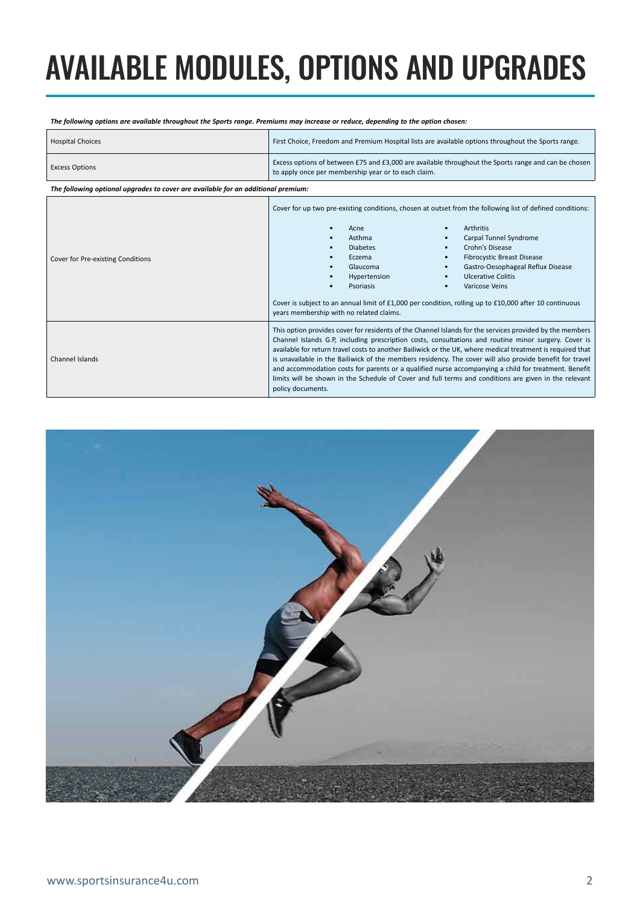# AVAILABLE MODULES, OPTIONS AND UPGRADES

***The following options are available throughout the Sports range. Premiums may increase or reduce, depending to the option chosen:***

| | |
|---|---|
| Hospital Choices | First Choice, Freedom and Premium Hospital lists are available options throughout the Sports range. |
| Excess Options | Excess options of between £75 and £3,000 are available throughout the Sports range and can be chosen to apply once per membership year or to each claim. |

***The following optional upgrades to cover are available for an additional premium:***

| | |
|---|---|
| Cover for Pre-existing Conditions | Cover for up two pre-existing conditions, chosen at outset from the following list of defined conditions:<br>• Acne<br>• Asthma<br>• Diabetes<br>• Eczema<br>• Glaucoma<br>• Hypertension<br>• Psoriasis<br>• Arthritis<br>• Carpal Tunnel Syndrome<br>• Crohn's Disease<br>• Fibrocystic Breast Disease<br>• Gastro-Oesophageal Reflux Disease<br>• Ulcerative Colitis<br>• Varicose Veins<br><br>Cover is subject to an annual limit of £1,000 per condition, rolling up to £10,000 after 10 continuous years membership with no related claims. |
| Channel Islands | This option provides cover for residents of the Channel Islands for the services provided by the members Channel Islands G.P, including prescription costs, consultations and routine minor surgery. Cover is available for return travel costs to another Bailiwick or the UK, where medical treatment is required that is unavailable in the Bailiwick of the members residency. The cover will also provide benefit for travel and accommodation costs for parents or a qualified nurse accompanying a child for treatment. Benefit limits will be shown in the Schedule of Cover and full terms and conditions are given in the relevant policy documents. |

www.sportsinsurance4u.com